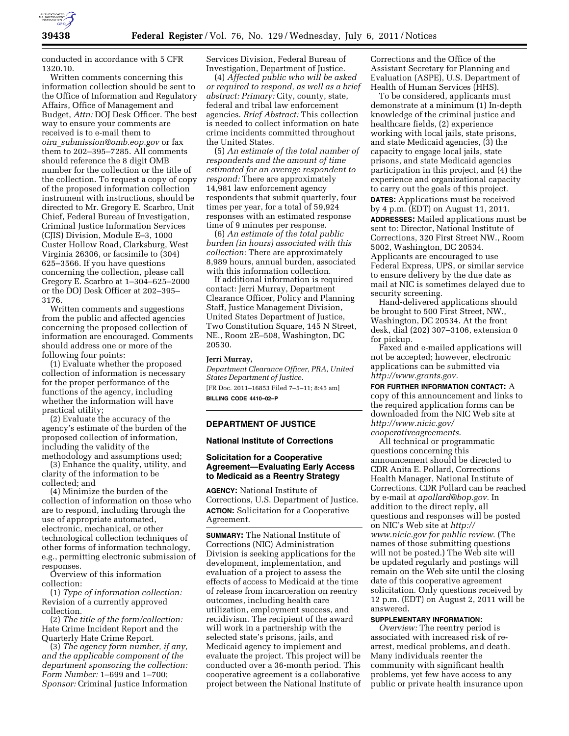conducted in accordance with 5 CFR 1320.10.

Written comments concerning this information collection should be sent to the Office of Information and Regulatory Affairs, Office of Management and Budget, *Attn:* DOJ Desk Officer. The best way to ensure your comments are received is to e-mail them to *oira_submission@omb.eop.gov* or fax them to 202–395–7285. All comments should reference the 8 digit OMB number for the collection or the title of the collection. To request a copy of copy of the proposed information collection instrument with instructions, should be directed to Mr. Gregory E. Scarbro, Unit Chief, Federal Bureau of Investigation, Criminal Justice Information Services (CJIS) Division, Module E–3, 1000 Custer Hollow Road, Clarksburg, West Virginia 26306, or facsimile to (304) 625–3566. If you have questions concerning the collection, please call Gregory E. Scarbro at 1–304–625–2000 or the DOJ Desk Officer at 202–395–3176.

Written comments and suggestions from the public and affected agencies concerning the proposed collection of information are encouraged. Comments should address one or more of the following four points:

(1) Evaluate whether the proposed collection of information is necessary for the proper performance of the functions of the agency, including whether the information will have practical utility;

(2) Evaluate the accuracy of the agency's estimate of the burden of the proposed collection of information, including the validity of the methodology and assumptions used;

(3) Enhance the quality, utility, and clarity of the information to be collected; and

(4) Minimize the burden of the collection of information on those who are to respond, including through the use of appropriate automated, electronic, mechanical, or other technological collection techniques of other forms of information technology, e.g., permitting electronic submission of responses.

Overview of this information collection:

(1) *Type of information collection:* Revision of a currently approved collection.

(2) *The title of the form/collection:* Hate Crime Incident Report and the Quarterly Hate Crime Report.

(3) *The agency form number, if any, and the applicable component of the department sponsoring the collection: Form Number:* 1–699 and 1–700; *Sponsor:* Criminal Justice Information Services Division, Federal Bureau of Investigation, Department of Justice.

(4) *Affected public who will be asked or required to respond, as well as a brief abstract: Primary:* City, county, state, federal and tribal law enforcement agencies. *Brief Abstract:* This collection is needed to collect information on hate crime incidents committed throughout the United States.

(5) *An estimate of the total number of respondents and the amount of time estimated for an average respondent to respond:* There are approximately 14,981 law enforcement agency respondents that submit quarterly, four times per year, for a total of 59,924 responses with an estimated response time of 9 minutes per response.

(6) *An estimate of the total public burden (in hours) associated with this collection:* There are approximately 8,989 hours, annual burden, associated with this information collection.

If additional information is required contact: Jerri Murray, Department Clearance Officer, Policy and Planning Staff, Justice Management Division, United States Department of Justice, Two Constitution Square, 145 N Street, NE., Room 2E–508, Washington, DC 20530.

**Jerri Murray,**

*Department Clearance Officer, PRA, United States Department of Justice.*

[FR Doc. 2011–16853 Filed 7–5–11; 8:45 am]

**BILLING CODE 4410–02–P**

## DEPARTMENT OF JUSTICE

### National Institute of Corrections

### Solicitation for a Cooperative Agreement—Evaluating Early Access to Medicaid as a Reentry Strategy

**AGENCY:** National Institute of Corrections, U.S. Department of Justice.

**ACTION:** Solicitation for a Cooperative Agreement.

**SUMMARY:** The National Institute of Corrections (NIC) Administration Division is seeking applications for the development, implementation, and evaluation of a project to assess the effects of access to Medicaid at the time of release from incarceration on reentry outcomes, including health care utilization, employment success, and recidivism. The recipient of the award will work in a partnership with the selected state's prisons, jails, and Medicaid agency to implement and evaluate the project. This project will be conducted over a 36-month period. This cooperative agreement is a collaborative project between the National Institute of Corrections and the Office of the Assistant Secretary for Planning and Evaluation (ASPE), U.S. Department of Health of Human Services (HHS).

To be considered, applicants must demonstrate at a minimum (1) In-depth knowledge of the criminal justice and healthcare fields, (2) experience working with local jails, state prisons, and state Medicaid agencies, (3) the capacity to engage local jails, state prisons, and state Medicaid agencies participation in this project, and (4) the experience and organizational capacity to carry out the goals of this project.

**DATES:** Applications must be received by 4 p.m. (EDT) on August 11, 2011.

**ADDRESSES:** Mailed applications must be sent to: Director, National Institute of Corrections, 320 First Street NW., Room 5002, Washington, DC 20534. Applicants are encouraged to use Federal Express, UPS, or similar service to ensure delivery by the due date as mail at NIC is sometimes delayed due to security screening.

Hand-delivered applications should be brought to 500 First Street, NW., Washington, DC 20534. At the front desk, dial (202) 307–3106, extension 0 for pickup.

Faxed and e-mailed applications will not be accepted; however, electronic applications can be submitted via *http://www.grants.gov*.

**FOR FURTHER INFORMATION CONTACT:** A copy of this announcement and links to the required application forms can be downloaded from the NIC Web site at *http://www.nicic.gov/cooperativeagreements*.

All technical or programmatic questions concerning this announcement should be directed to CDR Anita E. Pollard, Corrections Health Manager, National Institute of Corrections. CDR Pollard can be reached by e-mail at *apollard@bop.gov*. In addition to the direct reply, all questions and responses will be posted on NIC's Web site at *http://www.nicic.gov for public review*. (The names of those submitting questions will not be posted.) The Web site will be updated regularly and postings will remain on the Web site until the closing date of this cooperative agreement solicitation. Only questions received by 12 p.m. (EDT) on August 2, 2011 will be answered.

**SUPPLEMENTARY INFORMATION:**

*Overview:* The reentry period is associated with increased risk of re-arrest, medical problems, and death. Many individuals reenter the community with significant health problems, yet few have access to any public or private health insurance upon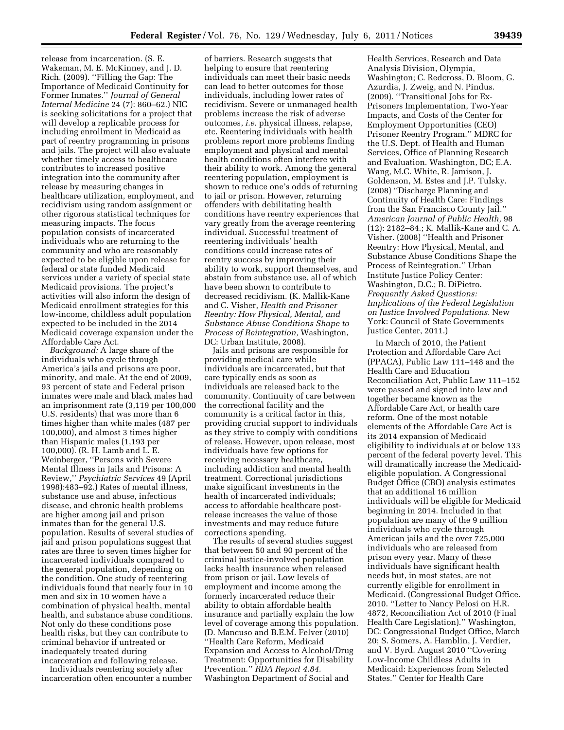release from incarceration. (S. E. Wakeman, M. E. McKinney, and J. D. Rich. (2009). ''Filling the Gap: The Importance of Medicaid Continuity for Former Inmates.'' *Journal of General Internal Medicine* 24 (7): 860–62.) NIC is seeking solicitations for a project that will develop a replicable process for including enrollment in Medicaid as part of reentry programming in prisons and jails. The project will also evaluate whether timely access to healthcare contributes to increased positive integration into the community after release by measuring changes in healthcare utilization, employment, and recidivism using random assignment or other rigorous statistical techniques for measuring impacts. The focus population consists of incarcerated individuals who are returning to the community and who are reasonably expected to be eligible upon release for federal or state funded Medicaid services under a variety of special state Medicaid provisions. The project's activities will also inform the design of Medicaid enrollment strategies for this low-income, childless adult population expected to be included in the 2014 Medicaid coverage expansion under the Affordable Care Act.

*Background:* A large share of the individuals who cycle through America's jails and prisons are poor, minority, and male. At the end of 2009, 93 percent of state and Federal prison inmates were male and black males had an imprisonment rate (3,119 per 100,000 U.S. residents) that was more than 6 times higher than white males (487 per 100,000), and almost 3 times higher than Hispanic males (1,193 per 100,000). (R. H. Lamb and L. E. Weinberger, ''Persons with Severe Mental Illness in Jails and Prisons: A Review,'' *Psychiatric Services* 49 (April 1998):483–92.) Rates of mental illness, substance use and abuse, infectious disease, and chronic health problems are higher among jail and prison inmates than for the general U.S. population. Results of several studies of jail and prison populations suggest that rates are three to seven times higher for incarcerated individuals compared to the general population, depending on the condition. One study of reentering individuals found that nearly four in 10 men and six in 10 women have a combination of physical health, mental health, and substance abuse conditions. Not only do these conditions pose health risks, but they can contribute to criminal behavior if untreated or inadequately treated during incarceration and following release.

Individuals reentering society after incarceration often encounter a number of barriers. Research suggests that helping to ensure that reentering individuals can meet their basic needs can lead to better outcomes for those individuals, including lower rates of recidivism. Severe or unmanaged health problems increase the risk of adverse outcomes, *i.e.* physical illness, relapse, etc. Reentering individuals with health problems report more problems finding employment and physical and mental health conditions often interfere with their ability to work. Among the general reentering population, employment is shown to reduce one's odds of returning to jail or prison. However, returning offenders with debilitating health conditions have reentry experiences that vary greatly from the average reentering individual. Successful treatment of reentering individuals' health conditions could increase rates of reentry success by improving their ability to work, support themselves, and abstain from substance use, all of which have been shown to contribute to decreased recidivism. (K. Mallik-Kane and C. Visher, *Health and Prisoner Reentry: How Physical, Mental, and Substance Abuse Conditions Shape to Process of Reintegration,* Washington, DC: Urban Institute, 2008).

Jails and prisons are responsible for providing medical care while individuals are incarcerated, but that care typically ends as soon as individuals are released back to the community. Continuity of care between the correctional facility and the community is a critical factor in this, providing crucial support to individuals as they strive to comply with conditions of release. However, upon release, most individuals have few options for receiving necessary healthcare, including addiction and mental health treatment. Correctional jurisdictions make significant investments in the health of incarcerated individuals; access to affordable healthcare post-release increases the value of those investments and may reduce future corrections spending.

The results of several studies suggest that between 50 and 90 percent of the criminal justice-involved population lacks health insurance when released from prison or jail. Low levels of employment and income among the formerly incarcerated reduce their ability to obtain affordable health insurance and partially explain the low level of coverage among this population. (D. Mancuso and B.E.M. Felver (2010) ''Health Care Reform, Medicaid Expansion and Access to Alcohol/Drug Treatment: Opportunities for Disability Prevention.'' *RDA Report 4.84.* Washington Department of Social and Health Services, Research and Data Analysis Division, Olympia, Washington; C. Redcross, D. Bloom, G. Azurdia, J. Zweig, and N. Pindus. (2009). ''Transitional Jobs for Ex-Prisoners Implementation, Two-Year Impacts, and Costs of the Center for Employment Opportunities (CEO) Prisoner Reentry Program.'' MDRC for the U.S. Dept. of Health and Human Services, Office of Planning Research and Evaluation. Washington, DC; E.A. Wang, M.C. White, R. Jamison, J. Goldenson, M. Estes and J.P. Tulsky. (2008) ''Discharge Planning and Continuity of Health Care: Findings from the San Francisco County Jail.'' *American Journal of Public Health,* 98 (12): 2182–84.; K. Mallik-Kane and C. A. Visher. (2008) ''Health and Prisoner Reentry: How Physical, Mental, and Substance Abuse Conditions Shape the Process of Reintegration.'' Urban Institute Justice Policy Center: Washington, D.C.; B. DiPietro. *Frequently Asked Questions: Implications of the Federal Legislation on Justice Involved Populations.* New York: Council of State Governments Justice Center, 2011.)

In March of 2010, the Patient Protection and Affordable Care Act (PPACA), Public Law 111–148 and the Health Care and Education Reconciliation Act, Public Law 111–152 were passed and signed into law and together became known as the Affordable Care Act, or health care reform. One of the most notable elements of the Affordable Care Act is its 2014 expansion of Medicaid eligibility to individuals at or below 133 percent of the federal poverty level. This will dramatically increase the Medicaid-eligible population. A Congressional Budget Office (CBO) analysis estimates that an additional 16 million individuals will be eligible for Medicaid beginning in 2014. Included in that population are many of the 9 million individuals who cycle through American jails and the over 725,000 individuals who are released from prison every year. Many of these individuals have significant health needs but, in most states, are not currently eligible for enrollment in Medicaid. (Congressional Budget Office. 2010. ''Letter to Nancy Pelosi on H.R. 4872, Reconciliation Act of 2010 (Final Health Care Legislation).'' Washington, DC: Congressional Budget Office, March 20; S. Somers, A. Hamblin, J. Verdier, and V. Byrd. August 2010 ''Covering Low-Income Childless Adults in Medicaid: Experiences from Selected States.'' Center for Health Care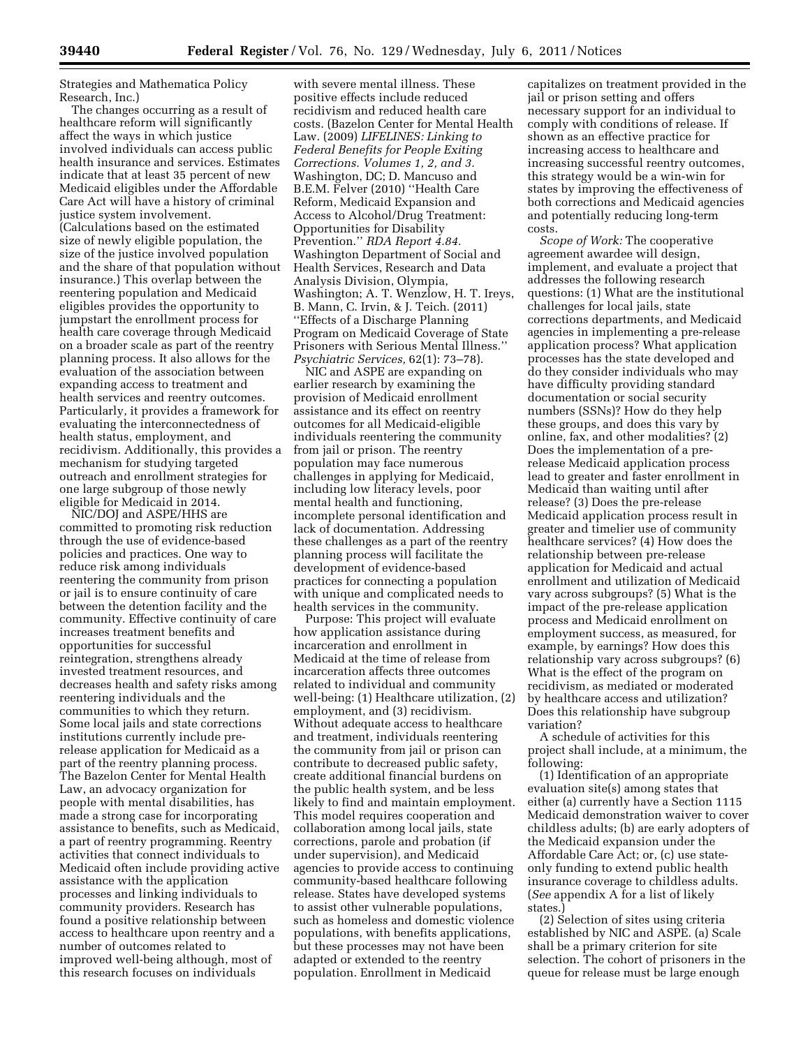Strategies and Mathematica Policy Research, Inc.)

The changes occurring as a result of healthcare reform will significantly affect the ways in which justice involved individuals can access public health insurance and services. Estimates indicate that at least 35 percent of new Medicaid eligibles under the Affordable Care Act will have a history of criminal justice system involvement. (Calculations based on the estimated size of newly eligible population, the size of the justice involved population and the share of that population without insurance.) This overlap between the reentering population and Medicaid eligibles provides the opportunity to jumpstart the enrollment process for health care coverage through Medicaid on a broader scale as part of the reentry planning process. It also allows for the evaluation of the association between expanding access to treatment and health services and reentry outcomes. Particularly, it provides a framework for evaluating the interconnectedness of health status, employment, and recidivism. Additionally, this provides a mechanism for studying targeted outreach and enrollment strategies for one large subgroup of those newly eligible for Medicaid in 2014.

NIC/DOJ and ASPE/HHS are committed to promoting risk reduction through the use of evidence-based policies and practices. One way to reduce risk among individuals reentering the community from prison or jail is to ensure continuity of care between the detention facility and the community. Effective continuity of care increases treatment benefits and opportunities for successful reintegration, strengthens already invested treatment resources, and decreases health and safety risks among reentering individuals and the communities to which they return. Some local jails and state corrections institutions currently include pre-release application for Medicaid as a part of the reentry planning process. The Bazelon Center for Mental Health Law, an advocacy organization for people with mental disabilities, has made a strong case for incorporating assistance to benefits, such as Medicaid, a part of reentry programming. Reentry activities that connect individuals to Medicaid often include providing active assistance with the application processes and linking individuals to community providers. Research has found a positive relationship between access to healthcare upon reentry and a number of outcomes related to improved well-being although, most of this research focuses on individuals with severe mental illness. These positive effects include reduced recidivism and reduced health care costs. (Bazelon Center for Mental Health Law. (2009) *LIFELINES: Linking to Federal Benefits for People Exiting Corrections. Volumes 1, 2, and 3.* Washington, DC; D. Mancuso and B.E.M. Felver (2010) ''Health Care Reform, Medicaid Expansion and Access to Alcohol/Drug Treatment: Opportunities for Disability Prevention.'' *RDA Report 4.84.* Washington Department of Social and Health Services, Research and Data Analysis Division, Olympia, Washington; A. T. Wenzlow, H. T. Ireys, B. Mann, C. Irvin, & J. Teich. (2011) ''Effects of a Discharge Planning Program on Medicaid Coverage of State Prisoners with Serious Mental Illness.'' *Psychiatric Services,* 62(1): 73–78).

NIC and ASPE are expanding on earlier research by examining the provision of Medicaid enrollment assistance and its effect on reentry outcomes for all Medicaid-eligible individuals reentering the community from jail or prison. The reentry population may face numerous challenges in applying for Medicaid, including low literacy levels, poor mental health and functioning, incomplete personal identification and lack of documentation. Addressing these challenges as a part of the reentry planning process will facilitate the development of evidence-based practices for connecting a population with unique and complicated needs to health services in the community.

Purpose: This project will evaluate how application assistance during incarceration and enrollment in Medicaid at the time of release from incarceration affects three outcomes related to individual and community well-being: (1) Healthcare utilization, (2) employment, and (3) recidivism. Without adequate access to healthcare and treatment, individuals reentering the community from jail or prison can contribute to decreased public safety, create additional financial burdens on the public health system, and be less likely to find and maintain employment. This model requires cooperation and collaboration among local jails, state corrections, parole and probation (if under supervision), and Medicaid agencies to provide access to continuing community-based healthcare following release. States have developed systems to assist other vulnerable populations, such as homeless and domestic violence populations, with benefits applications, but these processes may not have been adapted or extended to the reentry population. Enrollment in Medicaid capitalizes on treatment provided in the jail or prison setting and offers necessary support for an individual to comply with conditions of release. If shown as an effective practice for increasing access to healthcare and increasing successful reentry outcomes, this strategy would be a win-win for states by improving the effectiveness of both corrections and Medicaid agencies and potentially reducing long-term costs.

*Scope of Work:* The cooperative agreement awardee will design, implement, and evaluate a project that addresses the following research questions: (1) What are the institutional challenges for local jails, state corrections departments, and Medicaid agencies in implementing a pre-release application process? What application processes has the state developed and do they consider individuals who may have difficulty providing standard documentation or social security numbers (SSNs)? How do they help these groups, and does this vary by online, fax, and other modalities? (2) Does the implementation of a pre-release Medicaid application process lead to greater and faster enrollment in Medicaid than waiting until after release? (3) Does the pre-release Medicaid application process result in greater and timelier use of community healthcare services? (4) How does the relationship between pre-release application for Medicaid and actual enrollment and utilization of Medicaid vary across subgroups? (5) What is the impact of the pre-release application process and Medicaid enrollment on employment success, as measured, for example, by earnings? How does this relationship vary across subgroups? (6) What is the effect of the program on recidivism, as mediated or moderated by healthcare access and utilization? Does this relationship have subgroup variation?

A schedule of activities for this project shall include, at a minimum, the following:

(1) Identification of an appropriate evaluation site(s) among states that either (a) currently have a Section 1115 Medicaid demonstration waiver to cover childless adults; (b) are early adopters of the Medicaid expansion under the Affordable Care Act; or, (c) use state-only funding to extend public health insurance coverage to childless adults. (*See* appendix A for a list of likely states.)

(2) Selection of sites using criteria established by NIC and ASPE. (a) Scale shall be a primary criterion for site selection. The cohort of prisoners in the queue for release must be large enough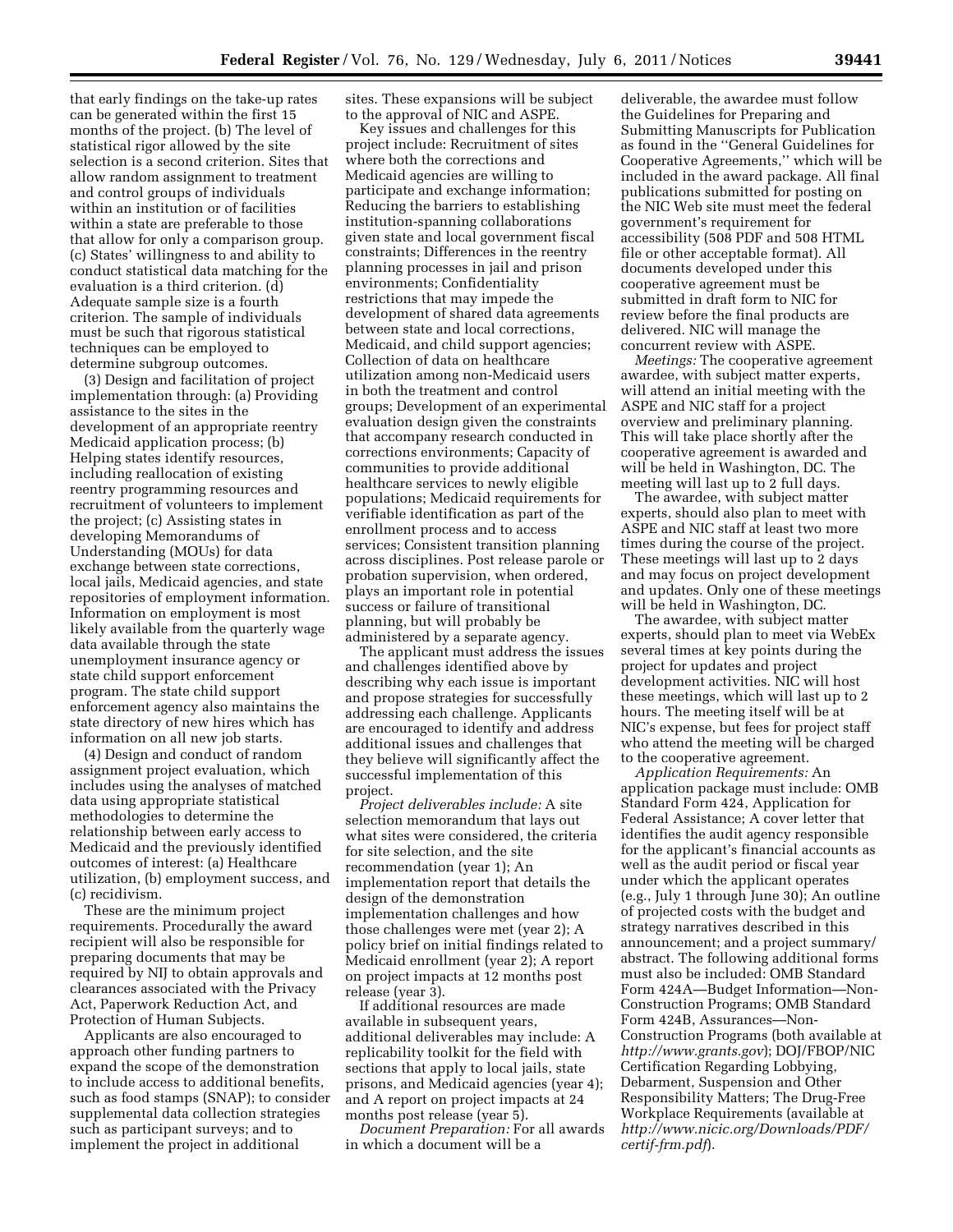that early findings on the take-up rates can be generated within the first 15 months of the project. (b) The level of statistical rigor allowed by the site selection is a second criterion. Sites that allow random assignment to treatment and control groups of individuals within an institution or of facilities within a state are preferable to those that allow for only a comparison group. (c) States' willingness to and ability to conduct statistical data matching for the evaluation is a third criterion. (d) Adequate sample size is a fourth criterion. The sample of individuals must be such that rigorous statistical techniques can be employed to determine subgroup outcomes.

(3) Design and facilitation of project implementation through: (a) Providing assistance to the sites in the development of an appropriate reentry Medicaid application process; (b) Helping states identify resources, including reallocation of existing reentry programming resources and recruitment of volunteers to implement the project; (c) Assisting states in developing Memorandums of Understanding (MOUs) for data exchange between state corrections, local jails, Medicaid agencies, and state repositories of employment information. Information on employment is most likely available from the quarterly wage data available through the state unemployment insurance agency or state child support enforcement program. The state child support enforcement agency also maintains the state directory of new hires which has information on all new job starts.

(4) Design and conduct of random assignment project evaluation, which includes using the analyses of matched data using appropriate statistical methodologies to determine the relationship between early access to Medicaid and the previously identified outcomes of interest: (a) Healthcare utilization, (b) employment success, and (c) recidivism.

These are the minimum project requirements. Procedurally the award recipient will also be responsible for preparing documents that may be required by NIJ to obtain approvals and clearances associated with the Privacy Act, Paperwork Reduction Act, and Protection of Human Subjects.

Applicants are also encouraged to approach other funding partners to expand the scope of the demonstration to include access to additional benefits, such as food stamps (SNAP); to consider supplemental data collection strategies such as participant surveys; and to implement the project in additional sites. These expansions will be subject to the approval of NIC and ASPE.

Key issues and challenges for this project include: Recruitment of sites where both the corrections and Medicaid agencies are willing to participate and exchange information; Reducing the barriers to establishing institution-spanning collaborations given state and local government fiscal constraints; Differences in the reentry planning processes in jail and prison environments; Confidentiality restrictions that may impede the development of shared data agreements between state and local corrections, Medicaid, and child support agencies; Collection of data on healthcare utilization among non-Medicaid users in both the treatment and control groups; Development of an experimental evaluation design given the constraints that accompany research conducted in corrections environments; Capacity of communities to provide additional healthcare services to newly eligible populations; Medicaid requirements for verifiable identification as part of the enrollment process and to access services; Consistent transition planning across disciplines. Post release parole or probation supervision, when ordered, plays an important role in potential success or failure of transitional planning, but will probably be administered by a separate agency.

The applicant must address the issues and challenges identified above by describing why each issue is important and propose strategies for successfully addressing each challenge. Applicants are encouraged to identify and address additional issues and challenges that they believe will significantly affect the successful implementation of this project.

*Project deliverables include:* A site selection memorandum that lays out what sites were considered, the criteria for site selection, and the site recommendation (year 1); An implementation report that details the design of the demonstration implementation challenges and how those challenges were met (year 2); A policy brief on initial findings related to Medicaid enrollment (year 2); A report on project impacts at 12 months post release (year 3).

If additional resources are made available in subsequent years, additional deliverables may include: A replicability toolkit for the field with sections that apply to local jails, state prisons, and Medicaid agencies (year 4); and A report on project impacts at 24 months post release (year 5).

*Document Preparation:* For all awards in which a document will be a deliverable, the awardee must follow the Guidelines for Preparing and Submitting Manuscripts for Publication as found in the "General Guidelines for Cooperative Agreements," which will be included in the award package. All final publications submitted for posting on the NIC Web site must meet the federal government's requirement for accessibility (508 PDF and 508 HTML file or other acceptable format). All documents developed under this cooperative agreement must be submitted in draft form to NIC for review before the final products are delivered. NIC will manage the concurrent review with ASPE.

*Meetings:* The cooperative agreement awardee, with subject matter experts, will attend an initial meeting with the ASPE and NIC staff for a project overview and preliminary planning. This will take place shortly after the cooperative agreement is awarded and will be held in Washington, DC. The meeting will last up to 2 full days.

The awardee, with subject matter experts, should also plan to meet with ASPE and NIC staff at least two more times during the course of the project. These meetings will last up to 2 days and may focus on project development and updates. Only one of these meetings will be held in Washington, DC.

The awardee, with subject matter experts, should plan to meet via WebEx several times at key points during the project for updates and project development activities. NIC will host these meetings, which will last up to 2 hours. The meeting itself will be at NIC's expense, but fees for project staff who attend the meeting will be charged to the cooperative agreement.

*Application Requirements:* An application package must include: OMB Standard Form 424, Application for Federal Assistance; A cover letter that identifies the audit agency responsible for the applicant's financial accounts as well as the audit period or fiscal year under which the applicant operates (e.g., July 1 through June 30); An outline of projected costs with the budget and strategy narratives described in this announcement; and a project summary/abstract. The following additional forms must also be included: OMB Standard Form 424A—Budget Information—Non-Construction Programs; OMB Standard Form 424B, Assurances—Non-Construction Programs (both available at *http://www.grants.gov*); DOJ/FBOP/NIC Certification Regarding Lobbying, Debarment, Suspension and Other Responsibility Matters; The Drug-Free Workplace Requirements (available at *http://www.nicic.org/Downloads/PDF/certif-frm.pdf*).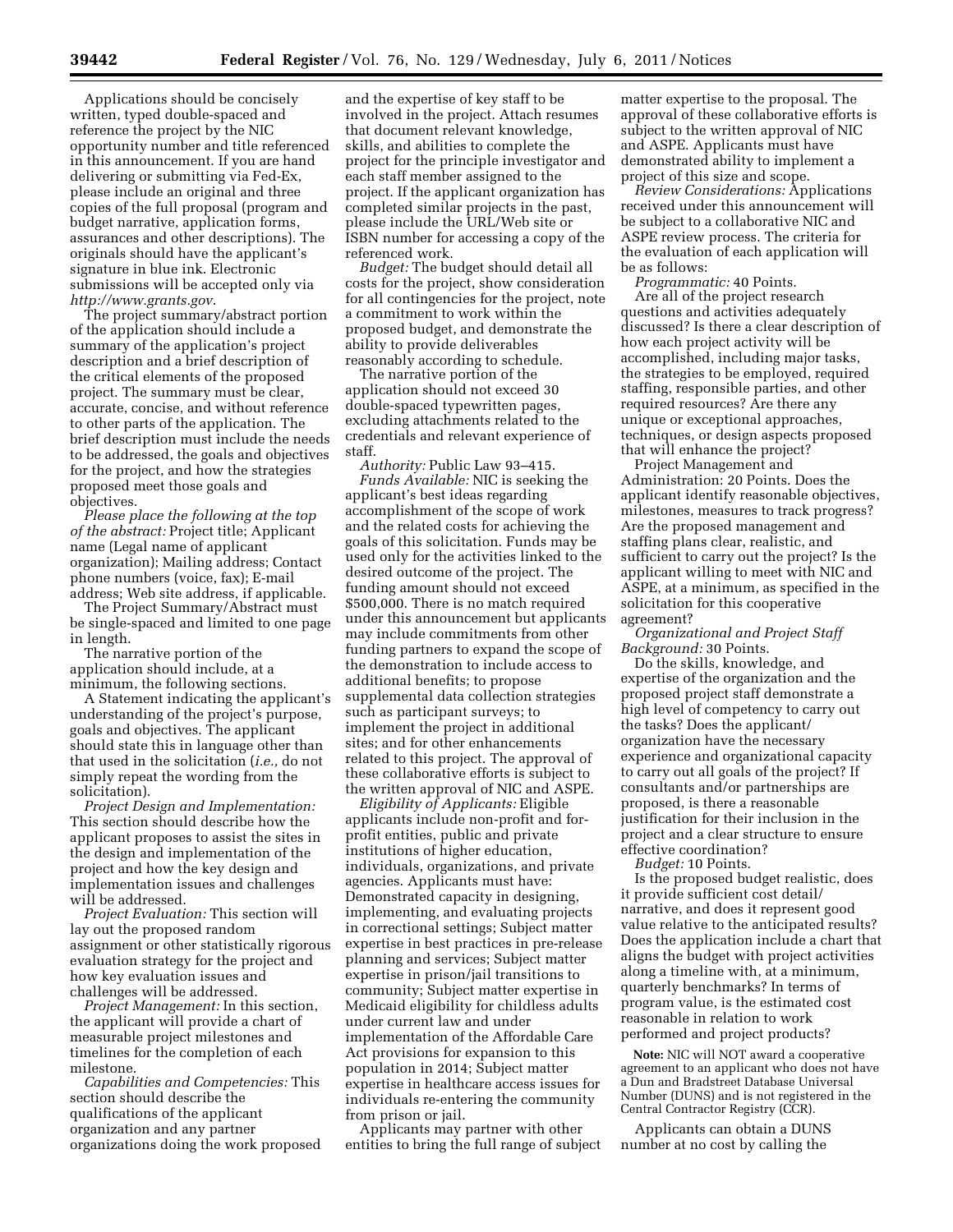Applications should be concisely written, typed double-spaced and reference the project by the NIC opportunity number and title referenced in this announcement. If you are hand delivering or submitting via Fed-Ex, please include an original and three copies of the full proposal (program and budget narrative, application forms, assurances and other descriptions). The originals should have the applicant's signature in blue ink. Electronic submissions will be accepted only via *http://www.grants.gov*.

The project summary/abstract portion of the application should include a summary of the application's project description and a brief description of the critical elements of the proposed project. The summary must be clear, accurate, concise, and without reference to other parts of the application. The brief description must include the needs to be addressed, the goals and objectives for the project, and how the strategies proposed meet those goals and objectives.

*Please place the following at the top of the abstract:* Project title; Applicant name (Legal name of applicant organization); Mailing address; Contact phone numbers (voice, fax); E-mail address; Web site address, if applicable.

The Project Summary/Abstract must be single-spaced and limited to one page in length.

The narrative portion of the application should include, at a minimum, the following sections.

A Statement indicating the applicant's understanding of the project's purpose, goals and objectives. The applicant should state this in language other than that used in the solicitation (*i.e.,* do not simply repeat the wording from the solicitation).

*Project Design and Implementation:* This section should describe how the applicant proposes to assist the sites in the design and implementation of the project and how the key design and implementation issues and challenges will be addressed.

*Project Evaluation:* This section will lay out the proposed random assignment or other statistically rigorous evaluation strategy for the project and how key evaluation issues and challenges will be addressed.

*Project Management:* In this section, the applicant will provide a chart of measurable project milestones and timelines for the completion of each milestone.

*Capabilities and Competencies:* This section should describe the qualifications of the applicant organization and any partner organizations doing the work proposed and the expertise of key staff to be involved in the project. Attach resumes that document relevant knowledge, skills, and abilities to complete the project for the principle investigator and each staff member assigned to the project. If the applicant organization has completed similar projects in the past, please include the URL/Web site or ISBN number for accessing a copy of the referenced work.

*Budget:* The budget should detail all costs for the project, show consideration for all contingencies for the project, note a commitment to work within the proposed budget, and demonstrate the ability to provide deliverables reasonably according to schedule.

The narrative portion of the application should not exceed 30 double-spaced typewritten pages, excluding attachments related to the credentials and relevant experience of staff.

*Authority:* Public Law 93–415.

*Funds Available:* NIC is seeking the applicant's best ideas regarding accomplishment of the scope of work and the related costs for achieving the goals of this solicitation. Funds may be used only for the activities linked to the desired outcome of the project. The funding amount should not exceed $500,000. There is no match required under this announcement but applicants may include commitments from other funding partners to expand the scope of the demonstration to include access to additional benefits; to propose supplemental data collection strategies such as participant surveys; to implement the project in additional sites; and for other enhancements related to this project. The approval of these collaborative efforts is subject to the written approval of NIC and ASPE.

*Eligibility of Applicants:* Eligible applicants include non-profit and for-profit entities, public and private institutions of higher education, individuals, organizations, and private agencies. Applicants must have: Demonstrated capacity in designing, implementing, and evaluating projects in correctional settings; Subject matter expertise in best practices in pre-release planning and services; Subject matter expertise in prison/jail transitions to community; Subject matter expertise in Medicaid eligibility for childless adults under current law and under implementation of the Affordable Care Act provisions for expansion to this population in 2014; Subject matter expertise in healthcare access issues for individuals re-entering the community from prison or jail.

Applicants may partner with other entities to bring the full range of subject matter expertise to the proposal. The approval of these collaborative efforts is subject to the written approval of NIC and ASPE. Applicants must have demonstrated ability to implement a project of this size and scope.

*Review Considerations:* Applications received under this announcement will be subject to a collaborative NIC and ASPE review process. The criteria for the evaluation of each application will be as follows:

*Programmatic:* 40 Points.

Are all of the project research questions and activities adequately discussed? Is there a clear description of how each project activity will be accomplished, including major tasks, the strategies to be employed, required staffing, responsible parties, and other required resources? Are there any unique or exceptional approaches, techniques, or design aspects proposed that will enhance the project?

Project Management and Administration: 20 Points. Does the applicant identify reasonable objectives, milestones, measures to track progress? Are the proposed management and staffing plans clear, realistic, and sufficient to carry out the project? Is the applicant willing to meet with NIC and ASPE, at a minimum, as specified in the solicitation for this cooperative agreement?

*Organizational and Project Staff Background:* 30 Points.

Do the skills, knowledge, and expertise of the organization and the proposed project staff demonstrate a high level of competency to carry out the tasks? Does the applicant/organization have the necessary experience and organizational capacity to carry out all goals of the project? If consultants and/or partnerships are proposed, is there a reasonable justification for their inclusion in the project and a clear structure to ensure effective coordination?

*Budget:* 10 Points.

Is the proposed budget realistic, does it provide sufficient cost detail/narrative, and does it represent good value relative to the anticipated results? Does the application include a chart that aligns the budget with project activities along a timeline with, at a minimum, quarterly benchmarks? In terms of program value, is the estimated cost reasonable in relation to work performed and project products?

**Note:** NIC will NOT award a cooperative agreement to an applicant who does not have a Dun and Bradstreet Database Universal Number (DUNS) and is not registered in the Central Contractor Registry (CCR).

Applicants can obtain a DUNS number at no cost by calling the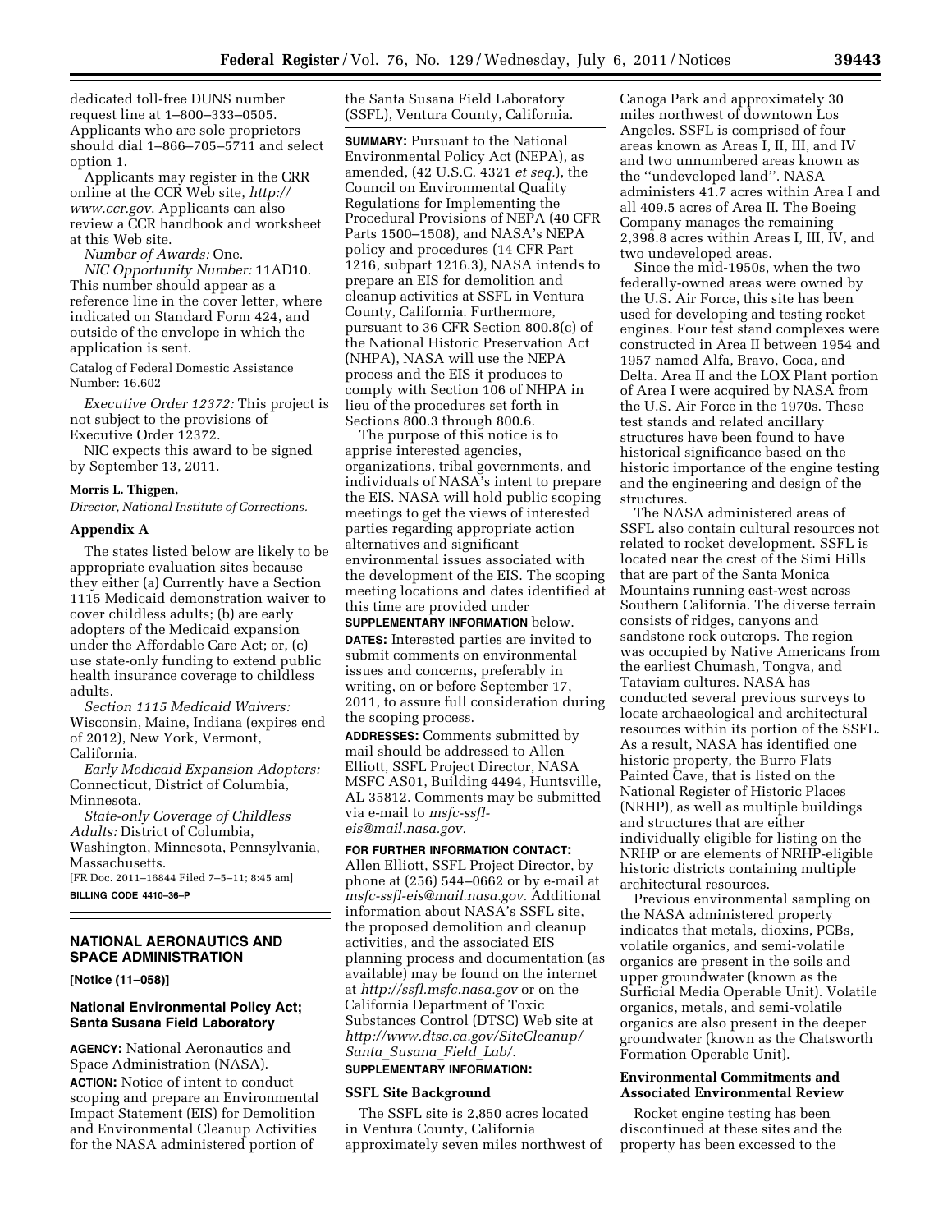dedicated toll-free DUNS number request line at 1–800–333–0505. Applicants who are sole proprietors should dial 1–866–705–5711 and select option 1.

Applicants may register in the CRR online at the CCR Web site, *http://www.ccr.gov*. Applicants can also review a CCR handbook and worksheet at this Web site.

*Number of Awards:* One.

*NIC Opportunity Number:* 11AD10. This number should appear as a reference line in the cover letter, where indicated on Standard Form 424, and outside of the envelope in which the application is sent.

Catalog of Federal Domestic Assistance Number: 16.602

*Executive Order 12372:* This project is not subject to the provisions of Executive Order 12372.

NIC expects this award to be signed by September 13, 2011.

**Morris L. Thigpen,**

*Director, National Institute of Corrections.*

### Appendix A

The states listed below are likely to be appropriate evaluation sites because they either (a) Currently have a Section 1115 Medicaid demonstration waiver to cover childless adults; (b) are early adopters of the Medicaid expansion under the Affordable Care Act; or, (c) use state-only funding to extend public health insurance coverage to childless adults.

*Section 1115 Medicaid Waivers:* Wisconsin, Maine, Indiana (expires end of 2012), New York, Vermont, California.

*Early Medicaid Expansion Adopters:* Connecticut, District of Columbia, Minnesota.

*State-only Coverage of Childless Adults:* District of Columbia, Washington, Minnesota, Pennsylvania, Massachusetts.

[FR Doc. 2011–16844 Filed 7–5–11; 8:45 am]

**BILLING CODE 4410–36–P**

## NATIONAL AERONAUTICS AND SPACE ADMINISTRATION

**[Notice (11–058)]**

## National Environmental Policy Act; Santa Susana Field Laboratory

**AGENCY:** National Aeronautics and Space Administration (NASA).

**ACTION:** Notice of intent to conduct scoping and prepare an Environmental Impact Statement (EIS) for Demolition and Environmental Cleanup Activities for the NASA administered portion of the Santa Susana Field Laboratory (SSFL), Ventura County, California.

**SUMMARY:** Pursuant to the National Environmental Policy Act (NEPA), as amended, (42 U.S.C. 4321 *et seq.*), the Council on Environmental Quality Regulations for Implementing the Procedural Provisions of NEPA (40 CFR Parts 1500–1508), and NASA's NEPA policy and procedures (14 CFR Part 1216, subpart 1216.3), NASA intends to prepare an EIS for demolition and cleanup activities at SSFL in Ventura County, California. Furthermore, pursuant to 36 CFR Section 800.8(c) of the National Historic Preservation Act (NHPA), NASA will use the NEPA process and the EIS it produces to comply with Section 106 of NHPA in lieu of the procedures set forth in Sections 800.3 through 800.6.

The purpose of this notice is to apprise interested agencies, organizations, tribal governments, and individuals of NASA's intent to prepare the EIS. NASA will hold public scoping meetings to get the views of interested parties regarding appropriate action alternatives and significant environmental issues associated with the development of the EIS. The scoping meeting locations and dates identified at this time are provided under **SUPPLEMENTARY INFORMATION** below.

**DATES:** Interested parties are invited to submit comments on environmental issues and concerns, preferably in writing, on or before September 17, 2011, to assure full consideration during the scoping process.

**ADDRESSES:** Comments submitted by mail should be addressed to Allen Elliott, SSFL Project Director, NASA MSFC AS01, Building 4494, Huntsville, AL 35812. Comments may be submitted via e-mail to *msfc-ssfl-eis@mail.nasa.gov.*

**FOR FURTHER INFORMATION CONTACT:** Allen Elliott, SSFL Project Director, by phone at (256) 544–0662 or by e-mail at *msfc-ssfl-eis@mail.nasa.gov.* Additional information about NASA's SSFL site, the proposed demolition and cleanup activities, and the associated EIS planning process and documentation (as available) may be found on the internet at *http://ssfl.msfc.nasa.gov* or on the California Department of Toxic Substances Control (DTSC) Web site at *http://www.dtsc.ca.gov/SiteCleanup/Santa_Susana_Field_Lab/.*

**SUPPLEMENTARY INFORMATION:**

### SSFL Site Background

The SSFL site is 2,850 acres located in Ventura County, California approximately seven miles northwest of Canoga Park and approximately 30 miles northwest of downtown Los Angeles. SSFL is comprised of four areas known as Areas I, II, III, and IV and two unnumbered areas known as the ''undeveloped land''. NASA administers 41.7 acres within Area I and all 409.5 acres of Area II. The Boeing Company manages the remaining 2,398.8 acres within Areas I, III, IV, and two undeveloped areas.

Since the mid-1950s, when the two federally-owned areas were owned by the U.S. Air Force, this site has been used for developing and testing rocket engines. Four test stand complexes were constructed in Area II between 1954 and 1957 named Alfa, Bravo, Coca, and Delta. Area II and the LOX Plant portion of Area I were acquired by NASA from the U.S. Air Force in the 1970s. These test stands and related ancillary structures have been found to have historical significance based on the historic importance of the engine testing and the engineering and design of the structures.

The NASA administered areas of SSFL also contain cultural resources not related to rocket development. SSFL is located near the crest of the Simi Hills that are part of the Santa Monica Mountains running east-west across Southern California. The diverse terrain consists of ridges, canyons and sandstone rock outcrops. The region was occupied by Native Americans from the earliest Chumash, Tongva, and Tataviam cultures. NASA has conducted several previous surveys to locate archaeological and architectural resources within its portion of the SSFL. As a result, NASA has identified one historic property, the Burro Flats Painted Cave, that is listed on the National Register of Historic Places (NRHP), as well as multiple buildings and structures that are either individually eligible for listing on the NRHP or are elements of NRHP-eligible historic districts containing multiple architectural resources.

Previous environmental sampling on the NASA administered property indicates that metals, dioxins, PCBs, volatile organics, and semi-volatile organics are present in the soils and upper groundwater (known as the Surficial Media Operable Unit). Volatile organics, metals, and semi-volatile organics are also present in the deeper groundwater (known as the Chatsworth Formation Operable Unit).

### Environmental Commitments and Associated Environmental Review

Rocket engine testing has been discontinued at these sites and the property has been excessed to the